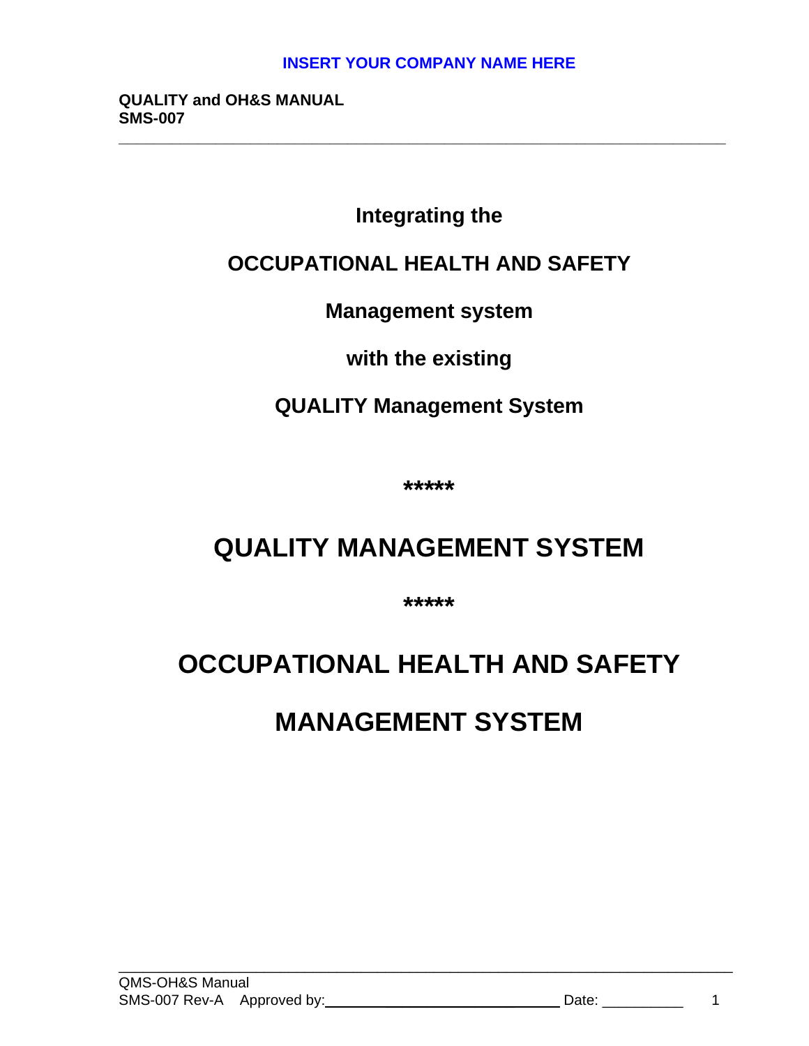INSERT YOUR COMPANY NAME HERE

**QUALITY and OH&S MANUAL**
**SMS-007**

---

**Integrating the**

**OCCUPATIONAL HEALTH AND SAFETY**

**Management system**

**with the existing**

**QUALITY Management System**

*****

# QUALITY MANAGEMENT SYSTEM

*****

# OCCUPATIONAL HEALTH AND SAFETY

# MANAGEMENT SYSTEM

---

QMS-OH&S Manual
SMS-007 Rev-A Approved by:______________________________ Date: __________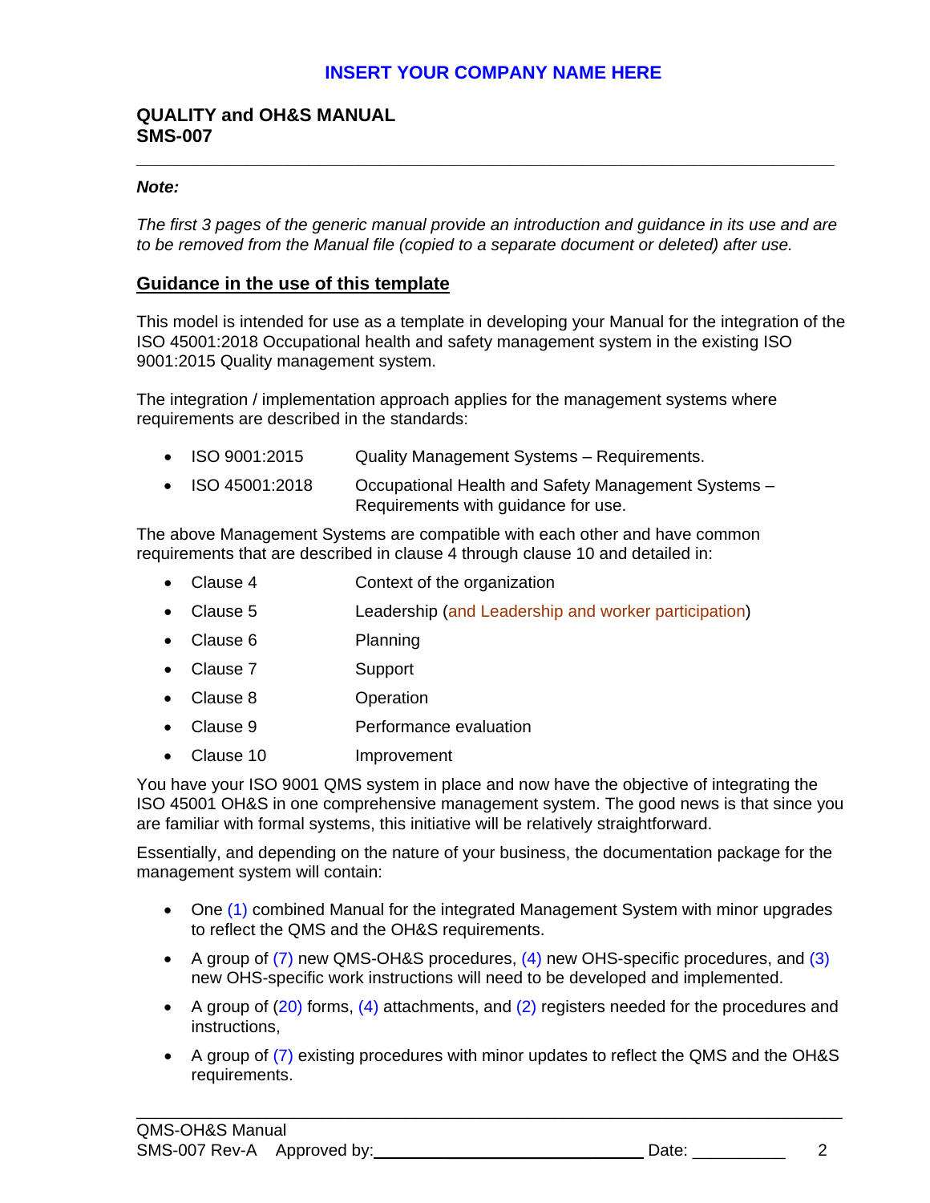**INSERT YOUR COMPANY NAME HERE**

**QUALITY and OH&S MANUAL**
**SMS-007**

---

***Note:***

*The first 3 pages of the generic manual provide an introduction and guidance in its use and are to be removed from the Manual file (copied to a separate document or deleted) after use.*

## Guidance in the use of this template

This model is intended for use as a template in developing your Manual for the integration of the ISO 45001:2018 Occupational health and safety management system in the existing ISO 9001:2015 Quality management system.

The integration / implementation approach applies for the management systems where requirements are described in the standards:

- ISO 9001:2015 Quality Management Systems – Requirements.
- ISO 45001:2018 Occupational Health and Safety Management Systems – Requirements with guidance for use.

The above Management Systems are compatible with each other and have common requirements that are described in clause 4 through clause 10 and detailed in:

- Clause 4 Context of the organization
- Clause 5 Leadership (and Leadership and worker participation)
- Clause 6 Planning
- Clause 7 Support
- Clause 8 Operation
- Clause 9 Performance evaluation
- Clause 10 Improvement

You have your ISO 9001 QMS system in place and now have the objective of integrating the ISO 45001 OH&S in one comprehensive management system. The good news is that since you are familiar with formal systems, this initiative will be relatively straightforward.

Essentially, and depending on the nature of your business, the documentation package for the management system will contain:

- One (1) combined Manual for the integrated Management System with minor upgrades to reflect the QMS and the OH&S requirements.
- A group of (7) new QMS-OH&S procedures, (4) new OHS-specific procedures, and (3) new OHS-specific work instructions will need to be developed and implemented.
- A group of (20) forms, (4) attachments, and (2) registers needed for the procedures and instructions,
- A group of (7) existing procedures with minor updates to reflect the QMS and the OH&S requirements.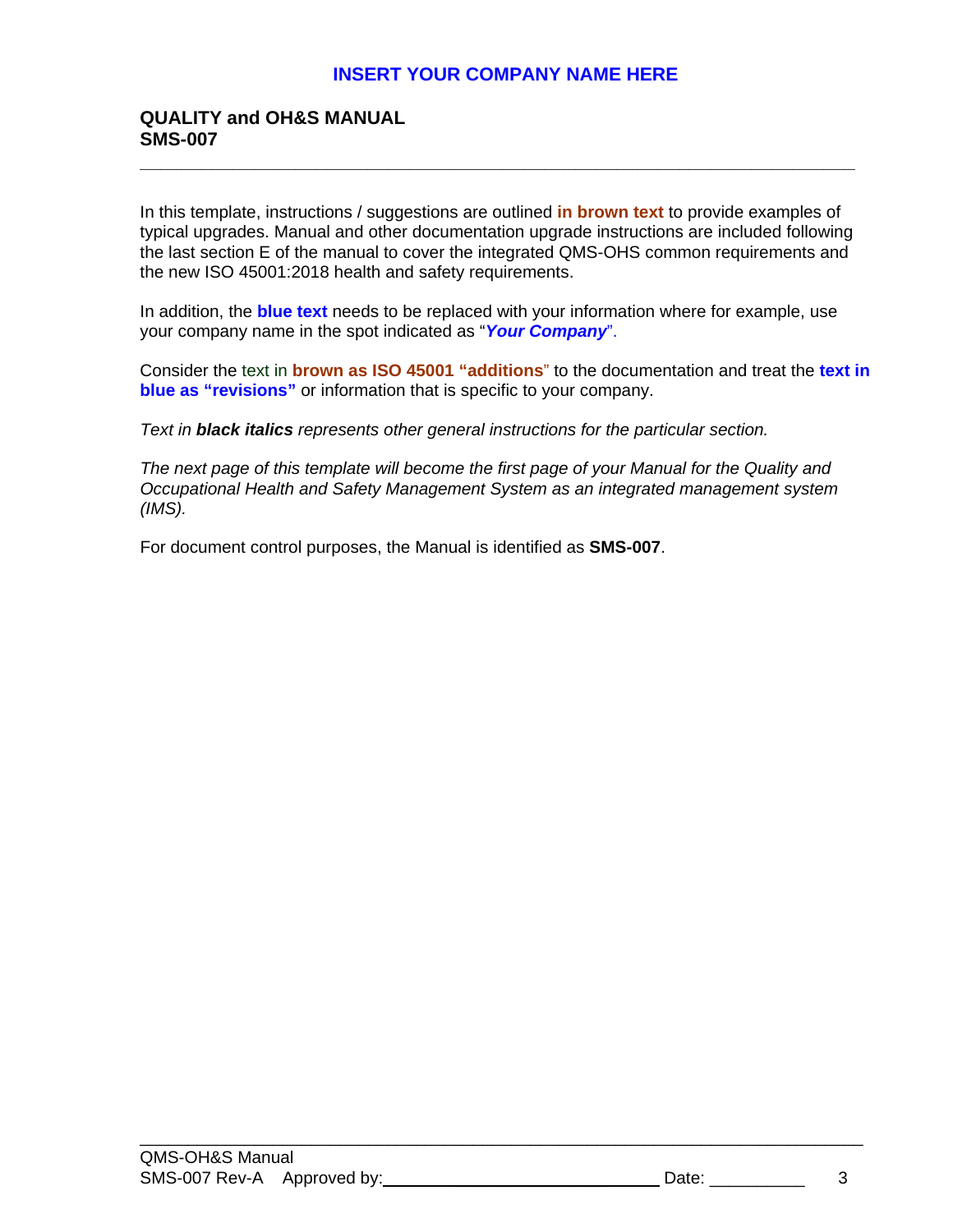**INSERT YOUR COMPANY NAME HERE**

**QUALITY and OH&S MANUAL**
**SMS-007**

---

In this template, instructions / suggestions are outlined **in brown text** to provide examples of typical upgrades. Manual and other documentation upgrade instructions are included following the last section E of the manual to cover the integrated QMS-OHS common requirements and the new ISO 45001:2018 health and safety requirements.

In addition, the **blue text** needs to be replaced with your information where for example, use your company name in the spot indicated as "***Your Company***".

Consider the text in **brown as ISO 45001 "additions**" to the documentation and treat the **text in blue as "revisions"** or information that is specific to your company.

*Text in **black italics** represents other general instructions for the particular section.*

*The next page of this template will become the first page of your Manual for the Quality and Occupational Health and Safety Management System as an integrated management system (IMS).*

For document control purposes, the Manual is identified as **SMS-007**.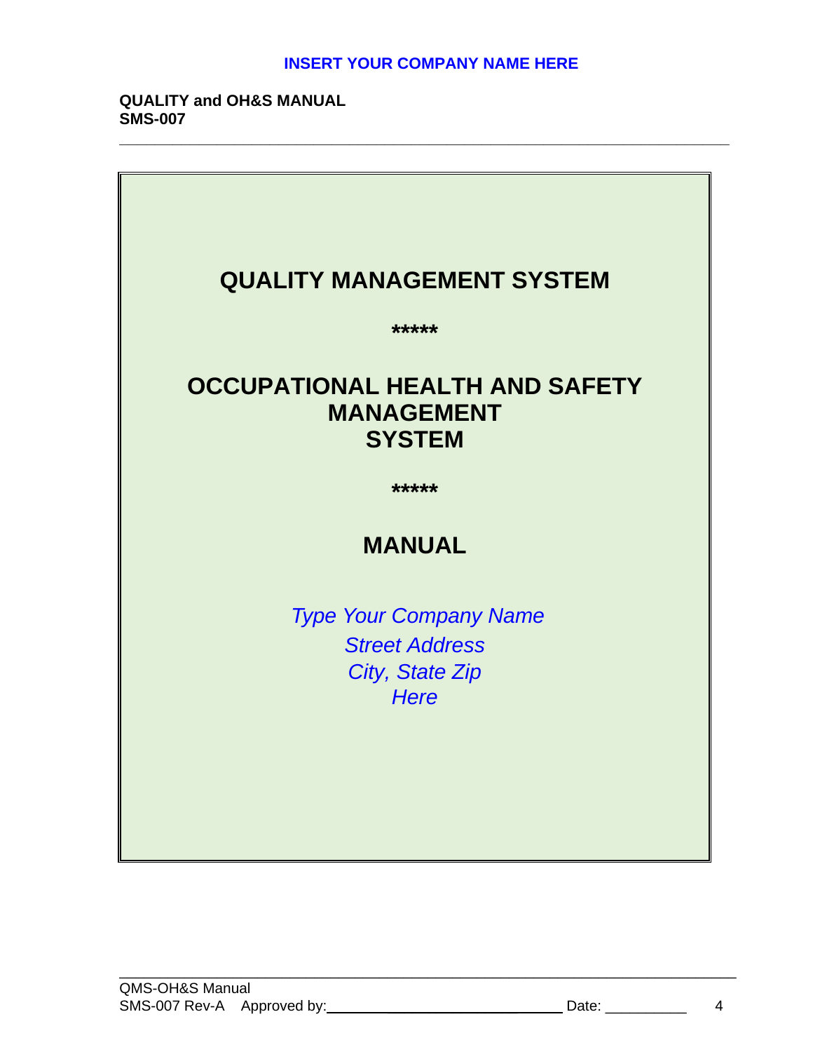# QUALITY MANAGEMENT SYSTEM

*****

# OCCUPATIONAL HEALTH AND SAFETY MANAGEMENT SYSTEM

*****

# MANUAL

*Type Your Company Name*
*Street Address*
*City, State Zip*
*Here*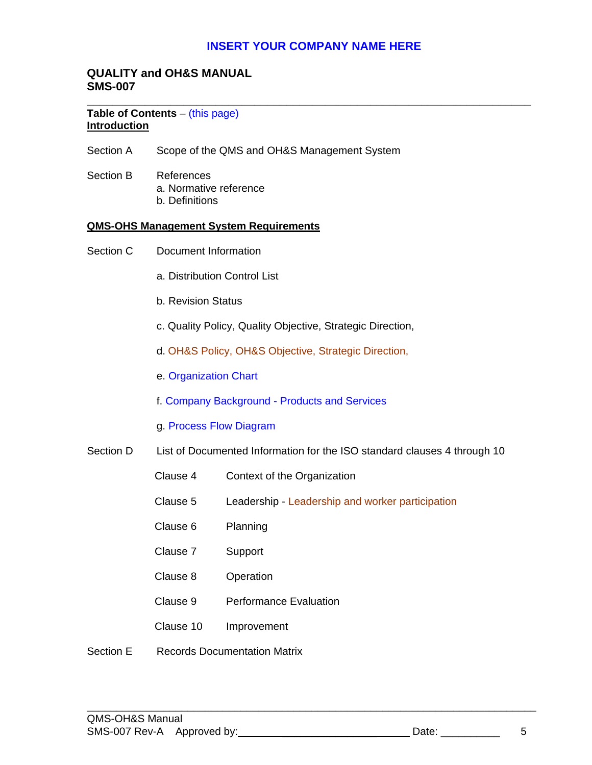**INSERT YOUR COMPANY NAME HERE**

# QUALITY and OH&S MANUAL
# SMS-007

**Table of Contents** – (this page)

**Introduction**

Section A Scope of the QMS and OH&S Management System

Section B References
- a. Normative reference
- b. Definitions

**QMS-OHS Management System Requirements**

Section C Document Information

- a. Distribution Control List
- b. Revision Status
- c. Quality Policy, Quality Objective, Strategic Direction,
- d. OH&S Policy, OH&S Objective, Strategic Direction,
- e. Organization Chart
- f. Company Background - Products and Services
- g. Process Flow Diagram

Section D List of Documented Information for the ISO standard clauses 4 through 10

| | |
|---|---|
| Clause 4 | Context of the Organization |
| Clause 5 | Leadership - Leadership and worker participation |
| Clause 6 | Planning |
| Clause 7 | Support |
| Clause 8 | Operation |
| Clause 9 | Performance Evaluation |
| Clause 10 | Improvement |

Section E Records Documentation Matrix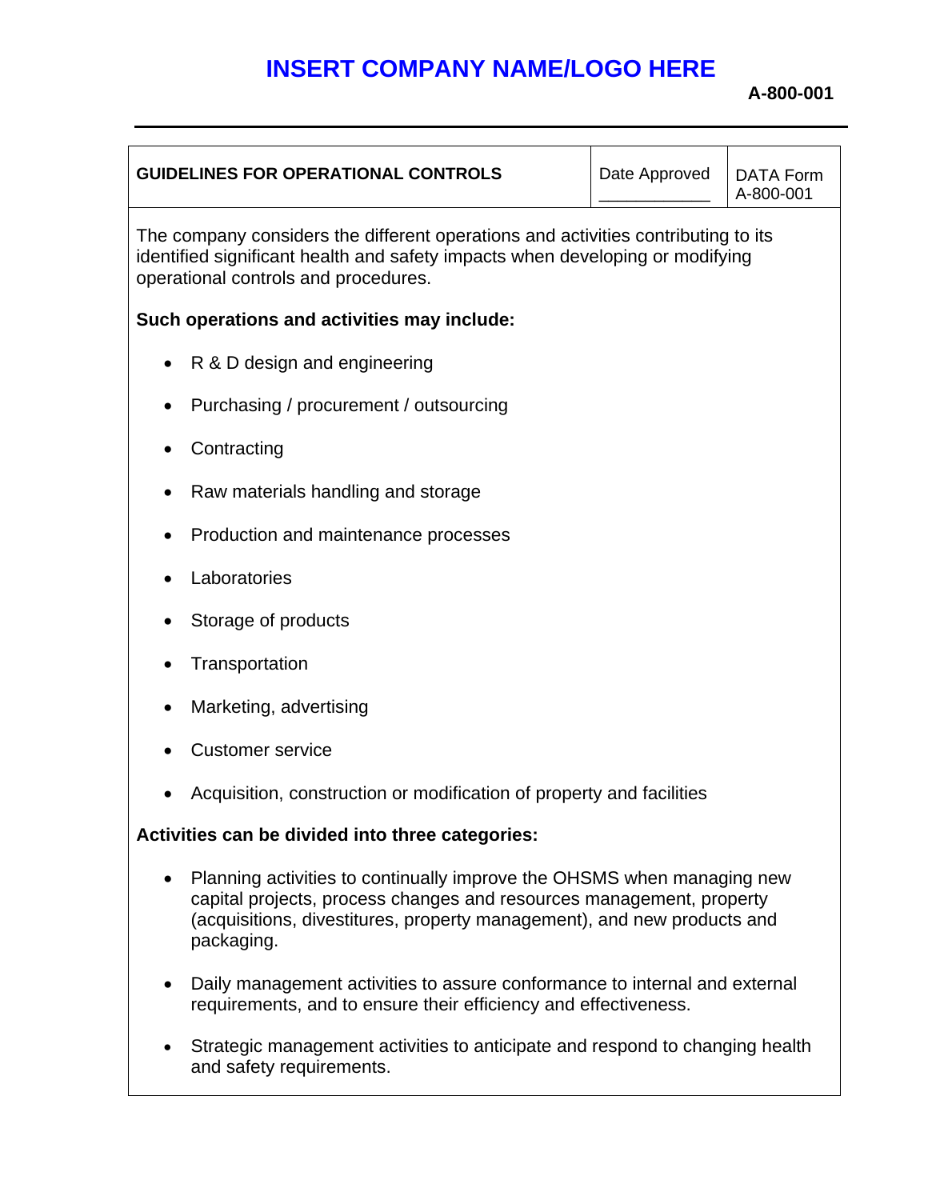# INSERT COMPANY NAME/LOGO HERE

**A-800-001**

| GUIDELINES FOR OPERATIONAL CONTROLS | Date Approved ___________ | DATA Form A-800-001 |
|---|---|---|

The company considers the different operations and activities contributing to its identified significant health and safety impacts when developing or modifying operational controls and procedures.

**Such operations and activities may include:**

- R & D design and engineering
- Purchasing / procurement / outsourcing
- Contracting
- Raw materials handling and storage
- Production and maintenance processes
- Laboratories
- Storage of products
- Transportation
- Marketing, advertising
- Customer service
- Acquisition, construction or modification of property and facilities

**Activities can be divided into three categories:**

- Planning activities to continually improve the OHSMS when managing new capital projects, process changes and resources management, property (acquisitions, divestitures, property management), and new products and packaging.
- Daily management activities to assure conformance to internal and external requirements, and to ensure their efficiency and effectiveness.
- Strategic management activities to anticipate and respond to changing health and safety requirements.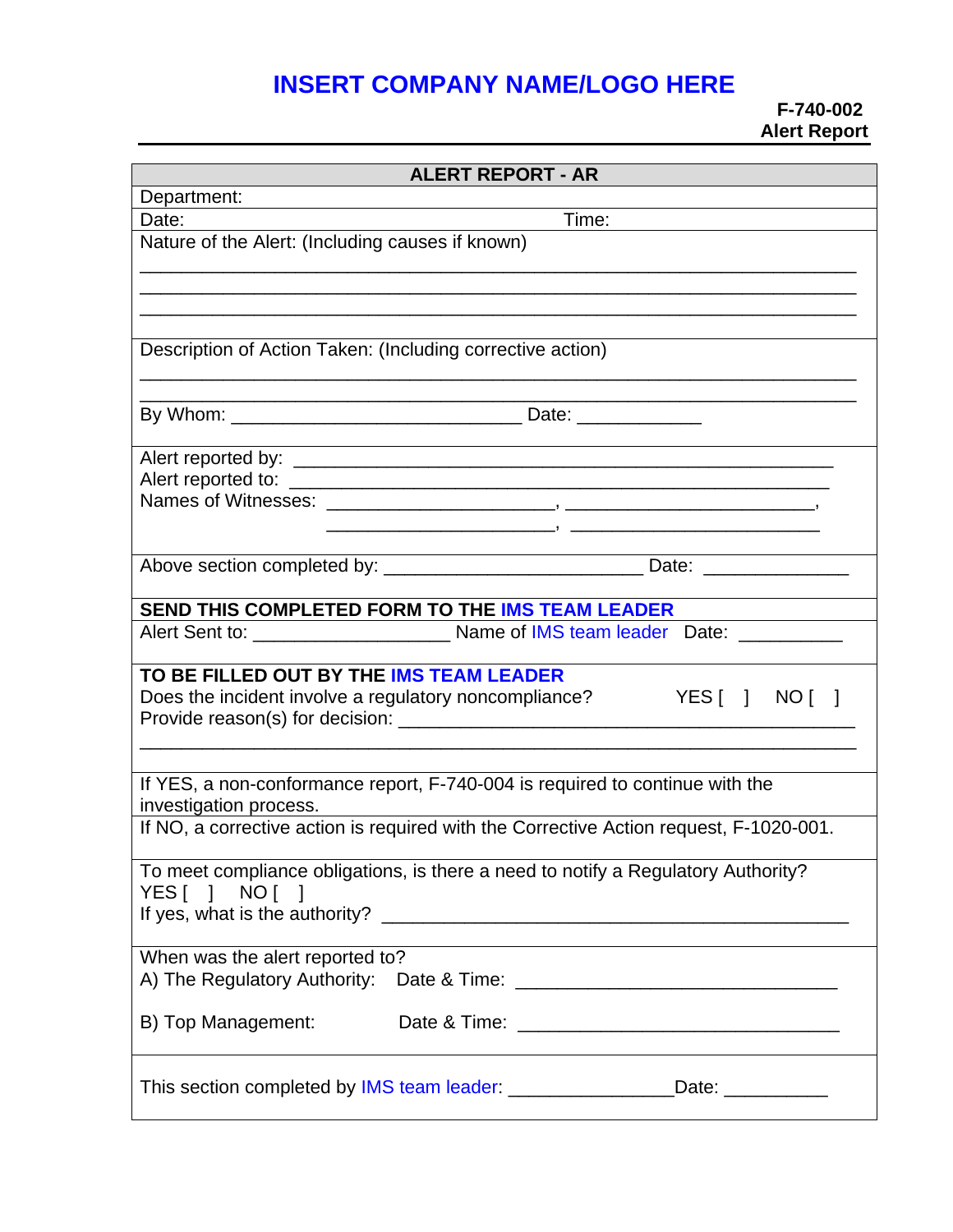# INSERT COMPANY NAME/LOGO HERE

**F-740-002**
**Alert Report**

| **ALERT REPORT - AR** |
|---|
| Department: |
| Date: Time: |
| Nature of the Alert: (Including causes if known)<br>\_\_\_\_\_\_\_\_\_\_\_\_\_\_\_\_\_\_\_\_\_\_\_\_\_\_\_\_\_\_\_\_\_\_\_\_\_\_\_\_\_\_\_\_\_\_\_\_\_\_\_\_\_\_\_\_\_\_\_\_\_\_<br>\_\_\_\_\_\_\_\_\_\_\_\_\_\_\_\_\_\_\_\_\_\_\_\_\_\_\_\_\_\_\_\_\_\_\_\_\_\_\_\_\_\_\_\_\_\_\_\_\_\_\_\_\_\_\_\_\_\_\_\_\_\_<br>\_\_\_\_\_\_\_\_\_\_\_\_\_\_\_\_\_\_\_\_\_\_\_\_\_\_\_\_\_\_\_\_\_\_\_\_\_\_\_\_\_\_\_\_\_\_\_\_\_\_\_\_\_\_\_\_\_\_\_\_\_\_ |
| Description of Action Taken: (Including corrective action)<br>\_\_\_\_\_\_\_\_\_\_\_\_\_\_\_\_\_\_\_\_\_\_\_\_\_\_\_\_\_\_\_\_\_\_\_\_\_\_\_\_\_\_\_\_\_\_\_\_\_\_\_\_\_\_\_\_\_\_\_\_\_\_<br>\_\_\_\_\_\_\_\_\_\_\_\_\_\_\_\_\_\_\_\_\_\_\_\_\_\_\_\_\_\_\_\_\_\_\_\_\_\_\_\_\_\_\_\_\_\_\_\_\_\_\_\_\_\_\_\_\_\_\_\_\_\_<br>By Whom: \_\_\_\_\_\_\_\_\_\_\_\_\_\_\_\_\_\_\_\_\_\_\_\_\_\_\_\_ Date: \_\_\_\_\_\_\_\_\_\_\_\_ |
| Alert reported by: \_\_\_\_\_\_\_\_\_\_\_\_\_\_\_\_\_\_\_\_\_\_\_\_\_\_\_\_\_\_\_\_\_\_\_\_\_\_\_\_\_\_\_\_\_\_\_\_\_\_<br>Alert reported to: \_\_\_\_\_\_\_\_\_\_\_\_\_\_\_\_\_\_\_\_\_\_\_\_\_\_\_\_\_\_\_\_\_\_\_\_\_\_\_\_\_\_\_\_\_\_\_\_\_\_<br>Names of Witnesses: \_\_\_\_\_\_\_\_\_\_\_\_\_\_\_\_\_\_\_\_\_\_, \_\_\_\_\_\_\_\_\_\_\_\_\_\_\_\_\_\_\_\_\_\_\_\_,<br>\_\_\_\_\_\_\_\_\_\_\_\_\_\_\_\_\_\_\_\_\_\_, \_\_\_\_\_\_\_\_\_\_\_\_\_\_\_\_\_\_\_\_\_\_\_\_ |
| Above section completed by: \_\_\_\_\_\_\_\_\_\_\_\_\_\_\_\_\_\_\_\_\_\_\_\_\_ Date: \_\_\_\_\_\_\_\_\_\_\_\_\_\_ |
| **SEND THIS COMPLETED FORM TO THE IMS TEAM LEADER** |
| Alert Sent to: \_\_\_\_\_\_\_\_\_\_\_\_\_\_\_\_\_\_\_ Name of IMS team leader Date: \_\_\_\_\_\_\_\_\_\_ |
| **TO BE FILLED OUT BY THE IMS TEAM LEADER**<br>Does the incident involve a regulatory noncompliance? YES [ ] NO [ ]<br>Provide reason(s) for decision: \_\_\_\_\_\_\_\_\_\_\_\_\_\_\_\_\_\_\_\_\_\_\_\_\_\_\_\_\_\_\_\_\_\_\_\_\_\_\_\_\_\_<br>\_\_\_\_\_\_\_\_\_\_\_\_\_\_\_\_\_\_\_\_\_\_\_\_\_\_\_\_\_\_\_\_\_\_\_\_\_\_\_\_\_\_\_\_\_\_\_\_\_\_\_\_\_\_\_\_\_\_\_\_\_\_ |
| If YES, a non-conformance report, F-740-004 is required to continue with the investigation process. |
| If NO, a corrective action is required with the Corrective Action request, F-1020-001. |
| To meet compliance obligations, is there a need to notify a Regulatory Authority?<br>YES [ ] NO [ ]<br>If yes, what is the authority? \_\_\_\_\_\_\_\_\_\_\_\_\_\_\_\_\_\_\_\_\_\_\_\_\_\_\_\_\_\_\_\_\_\_\_\_\_\_\_\_\_\_\_\_ |
| When was the alert reported to?<br>A) The Regulatory Authority: Date & Time: \_\_\_\_\_\_\_\_\_\_\_\_\_\_\_\_\_\_\_\_\_\_\_\_\_\_\_\_\_\_\_<br>B) Top Management: Date & Time: \_\_\_\_\_\_\_\_\_\_\_\_\_\_\_\_\_\_\_\_\_\_\_\_\_\_\_\_\_\_\_ |
| This section completed by IMS team leader: \_\_\_\_\_\_\_\_\_\_\_\_\_\_\_\_Date: \_\_\_\_\_\_\_\_\_\_ |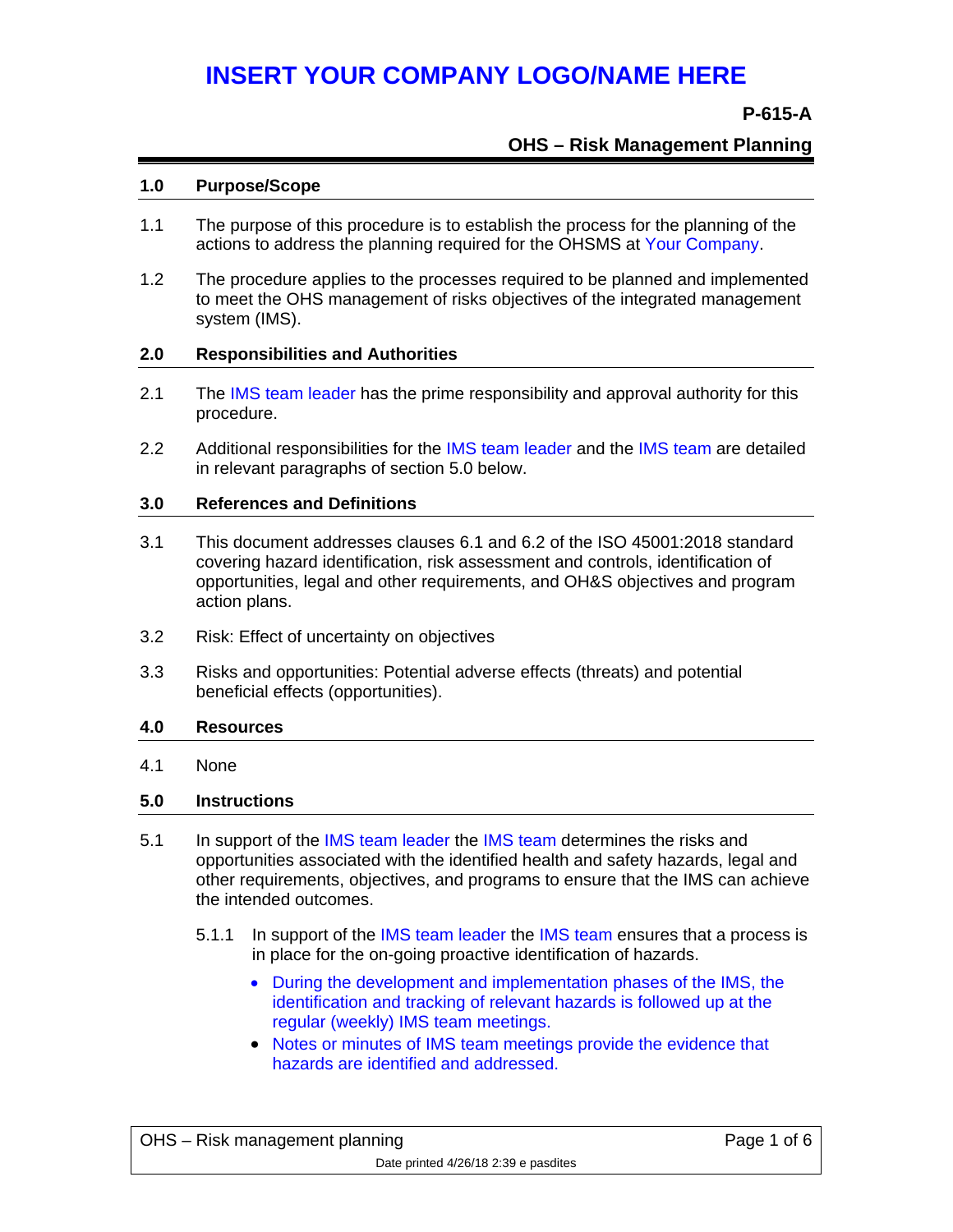# INSERT YOUR COMPANY LOGO/NAME HERE

**P-615-A**

**OHS – Risk Management Planning**

## 1.0 Purpose/Scope

1.1 The purpose of this procedure is to establish the process for the planning of the actions to address the planning required for the OHSMS at Your Company.

1.2 The procedure applies to the processes required to be planned and implemented to meet the OHS management of risks objectives of the integrated management system (IMS).

## 2.0 Responsibilities and Authorities

2.1 The IMS team leader has the prime responsibility and approval authority for this procedure.

2.2 Additional responsibilities for the IMS team leader and the IMS team are detailed in relevant paragraphs of section 5.0 below.

## 3.0 References and Definitions

3.1 This document addresses clauses 6.1 and 6.2 of the ISO 45001:2018 standard covering hazard identification, risk assessment and controls, identification of opportunities, legal and other requirements, and OH&S objectives and program action plans.

3.2 Risk: Effect of uncertainty on objectives

3.3 Risks and opportunities: Potential adverse effects (threats) and potential beneficial effects (opportunities).

## 4.0 Resources

4.1 None

## 5.0 Instructions

5.1 In support of the IMS team leader the IMS team determines the risks and opportunities associated with the identified health and safety hazards, legal and other requirements, objectives, and programs to ensure that the IMS can achieve the intended outcomes.

5.1.1 In support of the IMS team leader the IMS team ensures that a process is in place for the on-going proactive identification of hazards.

- During the development and implementation phases of the IMS, the identification and tracking of relevant hazards is followed up at the regular (weekly) IMS team meetings.
- Notes or minutes of IMS team meetings provide the evidence that hazards are identified and addressed.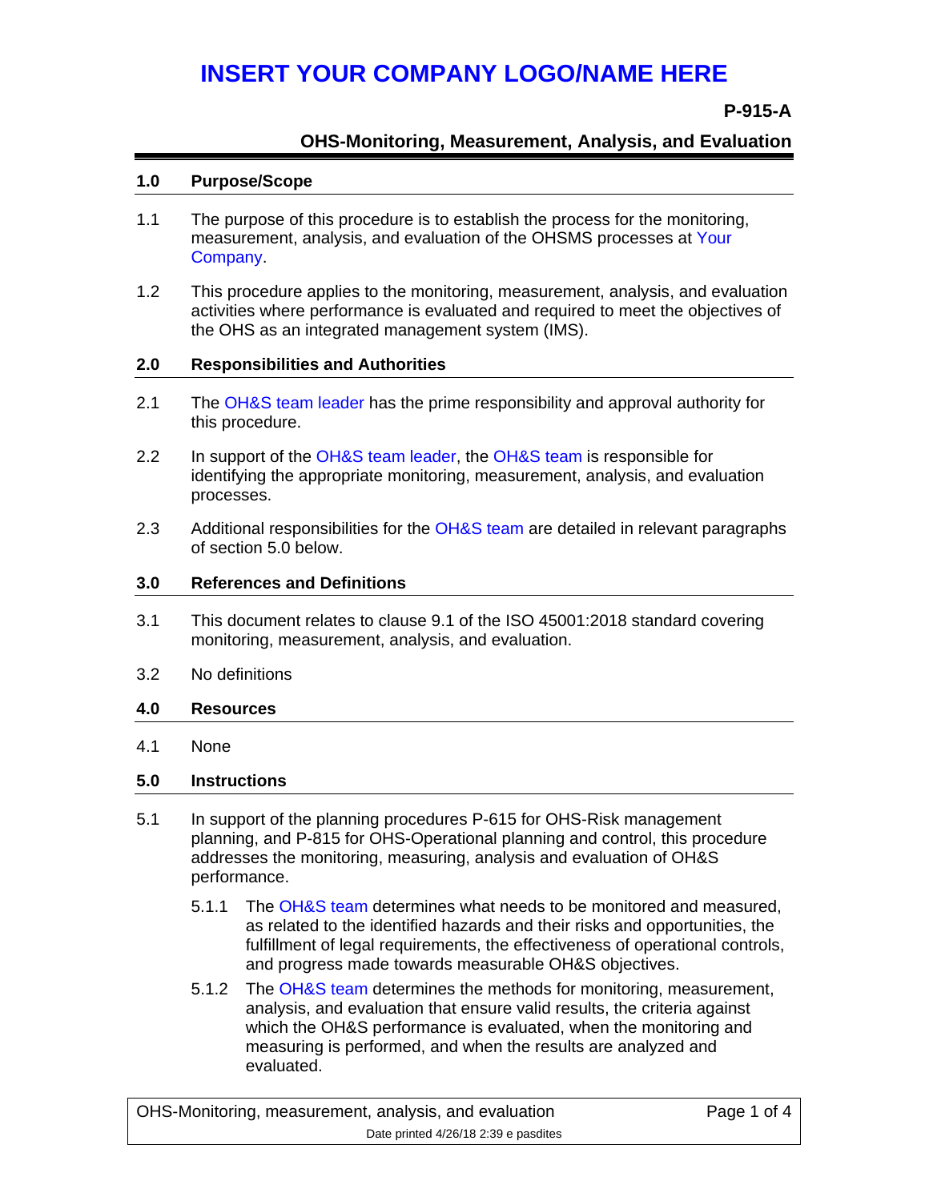# INSERT YOUR COMPANY LOGO/NAME HERE

**P-915-A**

**OHS-Monitoring, Measurement, Analysis, and Evaluation**

## 1.0 Purpose/Scope

1.1 The purpose of this procedure is to establish the process for the monitoring, measurement, analysis, and evaluation of the OHSMS processes at Your Company.

1.2 This procedure applies to the monitoring, measurement, analysis, and evaluation activities where performance is evaluated and required to meet the objectives of the OHS as an integrated management system (IMS).

## 2.0 Responsibilities and Authorities

2.1 The OH&S team leader has the prime responsibility and approval authority for this procedure.

2.2 In support of the OH&S team leader, the OH&S team is responsible for identifying the appropriate monitoring, measurement, analysis, and evaluation processes.

2.3 Additional responsibilities for the OH&S team are detailed in relevant paragraphs of section 5.0 below.

## 3.0 References and Definitions

3.1 This document relates to clause 9.1 of the ISO 45001:2018 standard covering monitoring, measurement, analysis, and evaluation.

3.2 No definitions

## 4.0 Resources

4.1 None

## 5.0 Instructions

5.1 In support of the planning procedures P-615 for OHS-Risk management planning, and P-815 for OHS-Operational planning and control, this procedure addresses the monitoring, measuring, analysis and evaluation of OH&S performance.

5.1.1 The OH&S team determines what needs to be monitored and measured, as related to the identified hazards and their risks and opportunities, the fulfillment of legal requirements, the effectiveness of operational controls, and progress made towards measurable OH&S objectives.

5.1.2 The OH&S team determines the methods for monitoring, measurement, analysis, and evaluation that ensure valid results, the criteria against which the OH&S performance is evaluated, when the monitoring and measuring is performed, and when the results are analyzed and evaluated.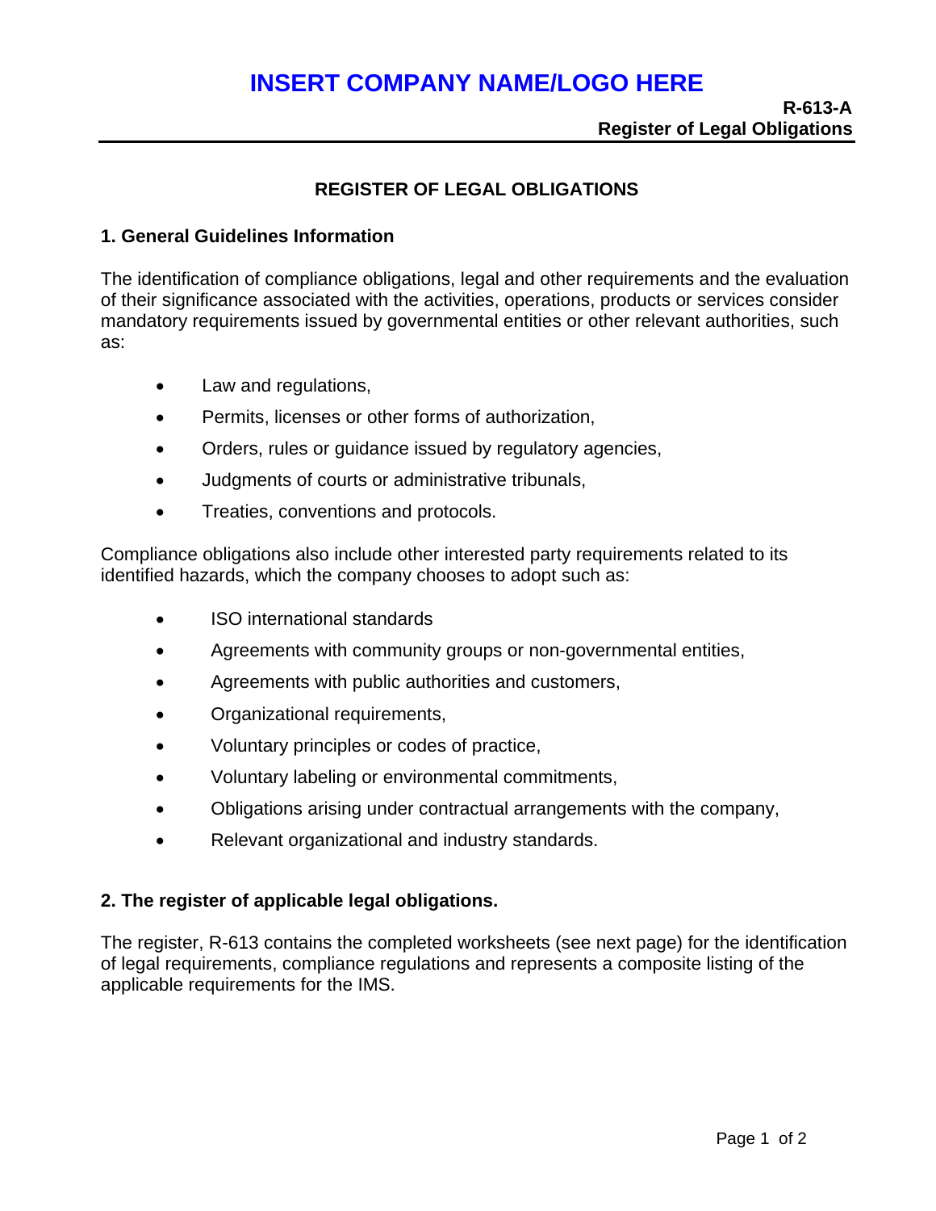# REGISTER OF LEGAL OBLIGATIONS

## 1. General Guidelines Information

The identification of compliance obligations, legal and other requirements and the evaluation of their significance associated with the activities, operations, products or services consider mandatory requirements issued by governmental entities or other relevant authorities, such as:

- Law and regulations,
- Permits, licenses or other forms of authorization,
- Orders, rules or guidance issued by regulatory agencies,
- Judgments of courts or administrative tribunals,
- Treaties, conventions and protocols.

Compliance obligations also include other interested party requirements related to its identified hazards, which the company chooses to adopt such as:

- ISO international standards
- Agreements with community groups or non-governmental entities,
- Agreements with public authorities and customers,
- Organizational requirements,
- Voluntary principles or codes of practice,
- Voluntary labeling or environmental commitments,
- Obligations arising under contractual arrangements with the company,
- Relevant organizational and industry standards.

## 2. The register of applicable legal obligations.

The register, R-613 contains the completed worksheets (see next page) for the identification of legal requirements, compliance regulations and represents a composite listing of the applicable requirements for the IMS.